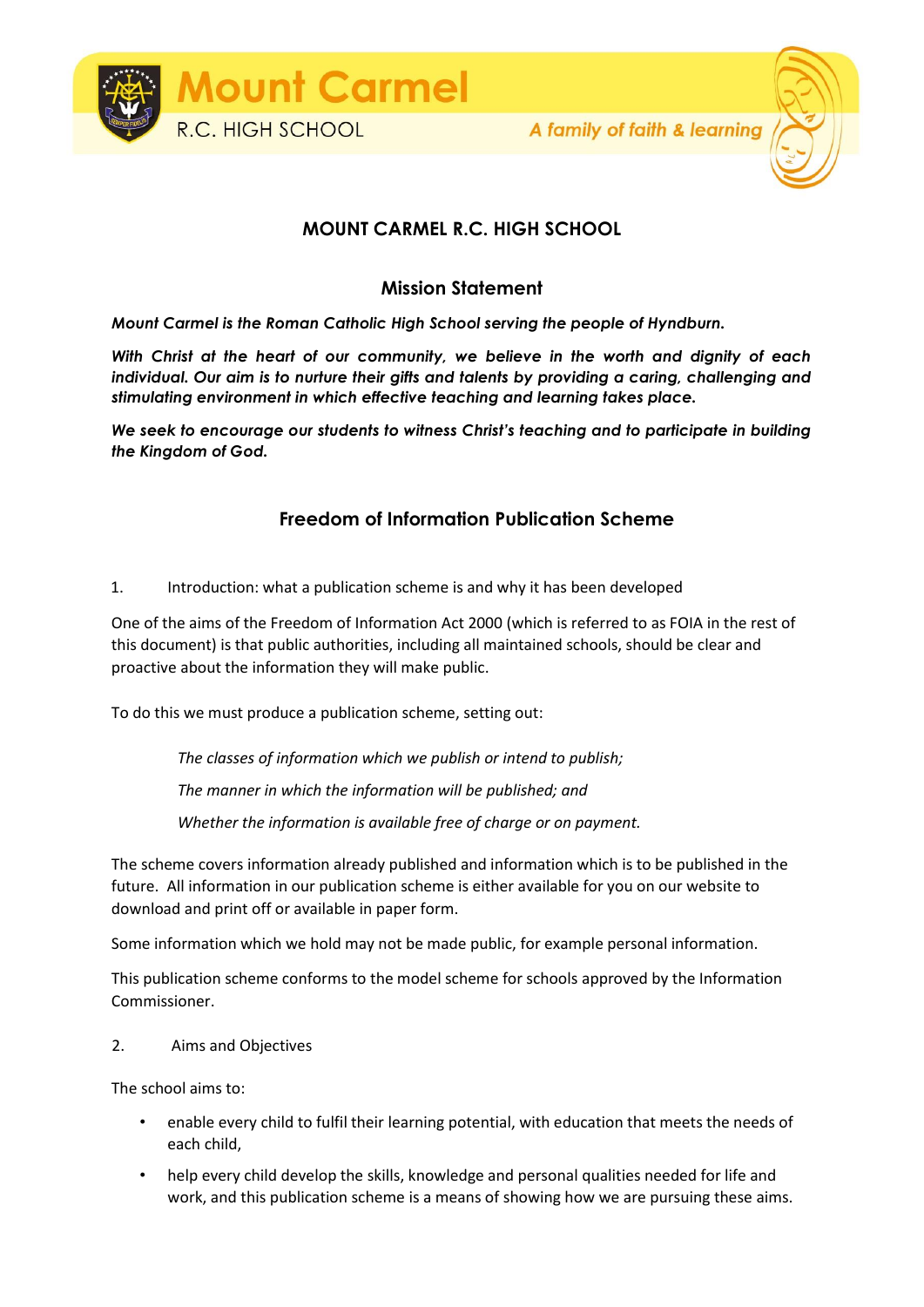Mount Carmel

R.C. HIGH SCHOOL

*A family of faith & learning*

# MOUNT CARMEL R.C. HIGH SCHOOL

## Mission Statement

***Mount Carmel is the Roman Catholic High School serving the people of Hyndburn.***

***With Christ at the heart of our community, we believe in the worth and dignity of each individual. Our aim is to nurture their gifts and talents by providing a caring, challenging and stimulating environment in which effective teaching and learning takes place.***

***We seek to encourage our students to witness Christ's teaching and to participate in building the Kingdom of God.***

## Freedom of Information Publication Scheme

1. Introduction: what a publication scheme is and why it has been developed

One of the aims of the Freedom of Information Act 2000 (which is referred to as FOIA in the rest of this document) is that public authorities, including all maintained schools, should be clear and proactive about the information they will make public.

To do this we must produce a publication scheme, setting out:

*The classes of information which we publish or intend to publish;*

*The manner in which the information will be published; and*

*Whether the information is available free of charge or on payment.*

The scheme covers information already published and information which is to be published in the future. All information in our publication scheme is either available for you on our website to download and print off or available in paper form.

Some information which we hold may not be made public, for example personal information.

This publication scheme conforms to the model scheme for schools approved by the Information Commissioner.

2. Aims and Objectives

The school aims to:

- enable every child to fulfil their learning potential, with education that meets the needs of each child,
- help every child develop the skills, knowledge and personal qualities needed for life and work, and this publication scheme is a means of showing how we are pursuing these aims.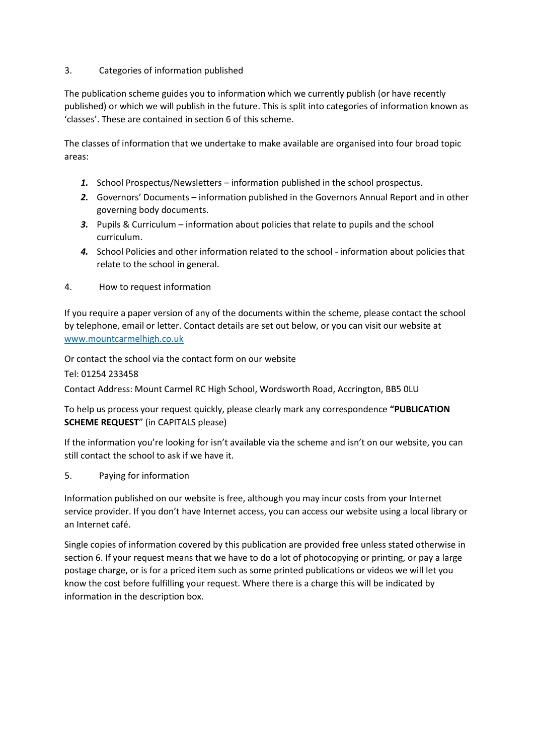## 3. Categories of information published

The publication scheme guides you to information which we currently publish (or have recently published) or which we will publish in the future. This is split into categories of information known as 'classes'. These are contained in section 6 of this scheme.

The classes of information that we undertake to make available are organised into four broad topic areas:

1. School Prospectus/Newsletters – information published in the school prospectus.
2. Governors' Documents – information published in the Governors Annual Report and in other governing body documents.
3. Pupils & Curriculum – information about policies that relate to pupils and the school curriculum.
4. School Policies and other information related to the school - information about policies that relate to the school in general.

## 4. How to request information

If you require a paper version of any of the documents within the scheme, please contact the school by telephone, email or letter. Contact details are set out below, or you can visit our website at [www.mountcarmelhigh.co.uk](http://www.mountcarmelhigh.co.uk)

Or contact the school via the contact form on our website

Tel: 01254 233458

Contact Address: Mount Carmel RC High School, Wordsworth Road, Accrington, BB5 0LU

To help us process your request quickly, please clearly mark any correspondence **"PUBLICATION SCHEME REQUEST"** (in CAPITALS please)

If the information you're looking for isn't available via the scheme and isn't on our website, you can still contact the school to ask if we have it.

## 5. Paying for information

Information published on our website is free, although you may incur costs from your Internet service provider. If you don't have Internet access, you can access our website using a local library or an Internet café.

Single copies of information covered by this publication are provided free unless stated otherwise in section 6. If your request means that we have to do a lot of photocopying or printing, or pay a large postage charge, or is for a priced item such as some printed publications or videos we will let you know the cost before fulfilling your request. Where there is a charge this will be indicated by information in the description box.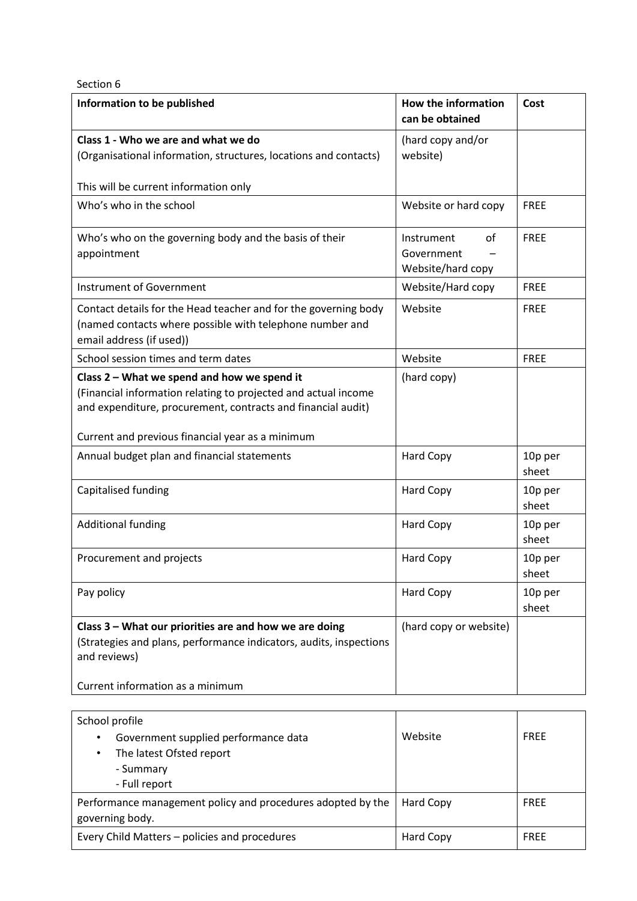Section 6

| Information to be published | How the information can be obtained | Cost |
|---|---|---|
| **Class 1 - Who we are and what we do**<br>(Organisational information, structures, locations and contacts)<br><br>This will be current information only | (hard copy and/or website) | |
| Who's who in the school | Website or hard copy | FREE |
| Who's who on the governing body and the basis of their appointment | Instrument of Government – Website/hard copy | FREE |
| Instrument of Government | Website/Hard copy | FREE |
| Contact details for the Head teacher and for the governing body (named contacts where possible with telephone number and email address (if used)) | Website | FREE |
| School session times and term dates | Website | FREE |
| **Class 2 – What we spend and how we spend it**<br>(Financial information relating to projected and actual income and expenditure, procurement, contracts and financial audit)<br><br>Current and previous financial year as a minimum | (hard copy) | |
| Annual budget plan and financial statements | Hard Copy | 10p per sheet |
| Capitalised funding | Hard Copy | 10p per sheet |
| Additional funding | Hard Copy | 10p per sheet |
| Procurement and projects | Hard Copy | 10p per sheet |
| Pay policy | Hard Copy | 10p per sheet |
| **Class 3 – What our priorities are and how we are doing**<br>(Strategies and plans, performance indicators, audits, inspections and reviews)<br><br>Current information as a minimum | (hard copy or website) | |
| School profile<br>• Government supplied performance data<br>• The latest Ofsted report<br>- Summary<br>- Full report | Website | FREE |
| Performance management policy and procedures adopted by the governing body. | Hard Copy | FREE |
| Every Child Matters – policies and procedures | Hard Copy | FREE |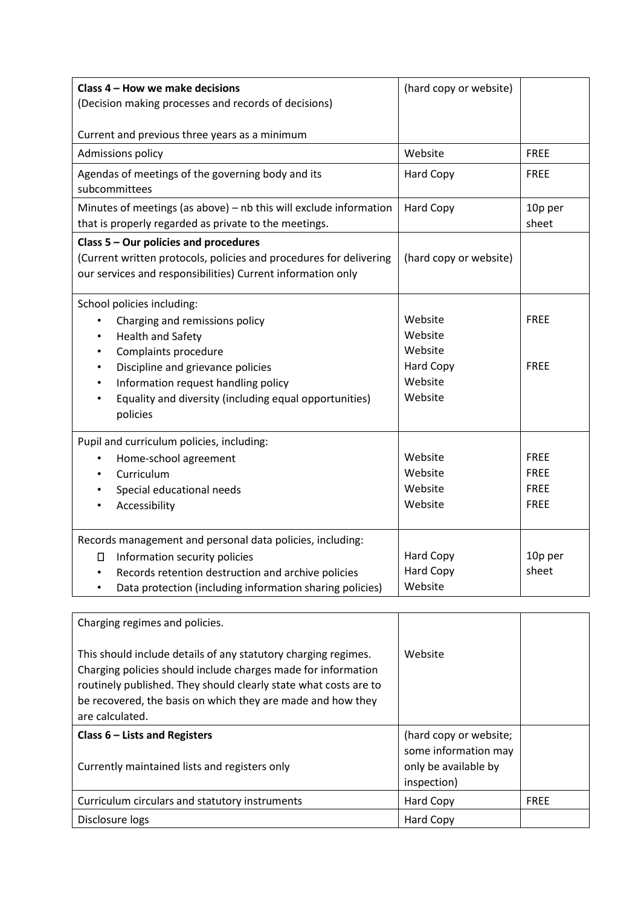| **Class 4 – How we make decisions**<br>(Decision making processes and records of decisions)<br><br>Current and previous three years as a minimum | (hard copy or website) | |
|---|---|---|
| Admissions policy | Website | FREE |
| Agendas of meetings of the governing body and its subcommittees | Hard Copy | FREE |
| Minutes of meetings (as above) – nb this will exclude information that is properly regarded as private to the meetings. | Hard Copy | 10p per sheet |
| **Class 5 – Our policies and procedures**<br>(Current written protocols, policies and procedures for delivering our services and responsibilities) Current information only | (hard copy or website) | |
| School policies including:<br>• Charging and remissions policy<br>• Health and Safety<br>• Complaints procedure<br>• Discipline and grievance policies<br>• Information request handling policy<br>• Equality and diversity (including equal opportunities) policies | Website<br>Website<br>Website<br>Hard Copy<br>Website<br>Website | FREE<br><br><br>FREE |
| Pupil and curriculum policies, including:<br>• Home-school agreement<br>• Curriculum<br>• Special educational needs<br>• Accessibility | Website<br>Website<br>Website<br>Website | FREE<br>FREE<br>FREE<br>FREE |
| Records management and personal data policies, including:<br>• Information security policies<br>• Records retention destruction and archive policies<br>• Data protection (including information sharing policies) | Hard Copy<br>Hard Copy<br>Website | 10p per sheet |

| Charging regimes and policies.<br><br>This should include details of any statutory charging regimes. Charging policies should include charges made for information routinely published. They should clearly state what costs are to be recovered, the basis on which they are made and how they are calculated. | Website | |
|---|---|---|
| **Class 6 – Lists and Registers**<br><br>Currently maintained lists and registers only | (hard copy or website; some information may only be available by inspection) | |
| Curriculum circulars and statutory instruments | Hard Copy | FREE |
| Disclosure logs | Hard Copy | |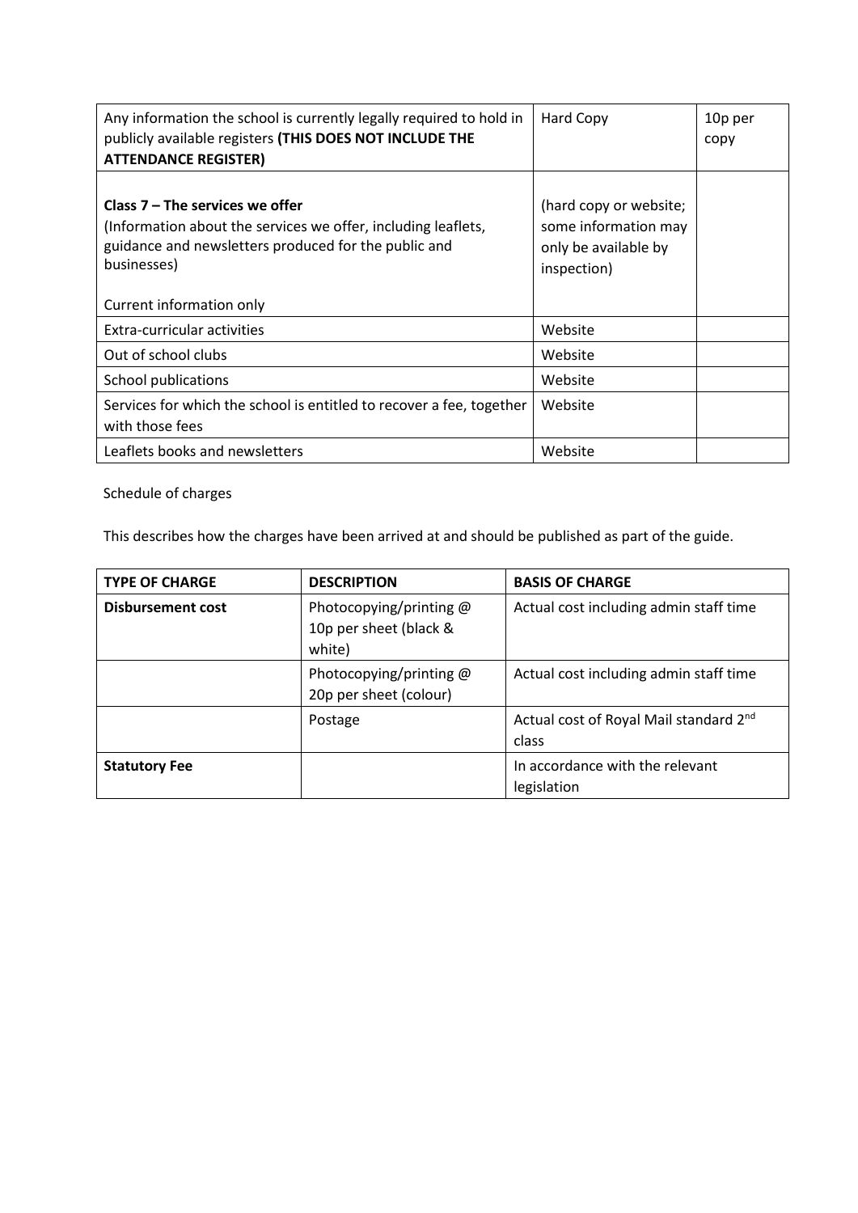| | | |
|---|---|---|
| Any information the school is currently legally required to hold in publicly available registers **(THIS DOES NOT INCLUDE THE ATTENDANCE REGISTER)** | Hard Copy | 10p per copy |
| **Class 7 – The services we offer**<br>(Information about the services we offer, including leaflets, guidance and newsletters produced for the public and businesses)<br><br>Current information only | (hard copy or website; some information may only be available by inspection) | |
| Extra-curricular activities | Website | |
| Out of school clubs | Website | |
| School publications | Website | |
| Services for which the school is entitled to recover a fee, together with those fees | Website | |
| Leaflets books and newsletters | Website | |

Schedule of charges

This describes how the charges have been arrived at and should be published as part of the guide.

| TYPE OF CHARGE | DESCRIPTION | BASIS OF CHARGE |
|---|---|---|
| **Disbursement cost** | Photocopying/printing @ 10p per sheet (black & white) | Actual cost including admin staff time |
| | Photocopying/printing @ 20p per sheet (colour) | Actual cost including admin staff time |
| | Postage | Actual cost of Royal Mail standard 2nd class |
| **Statutory Fee** | | In accordance with the relevant legislation |